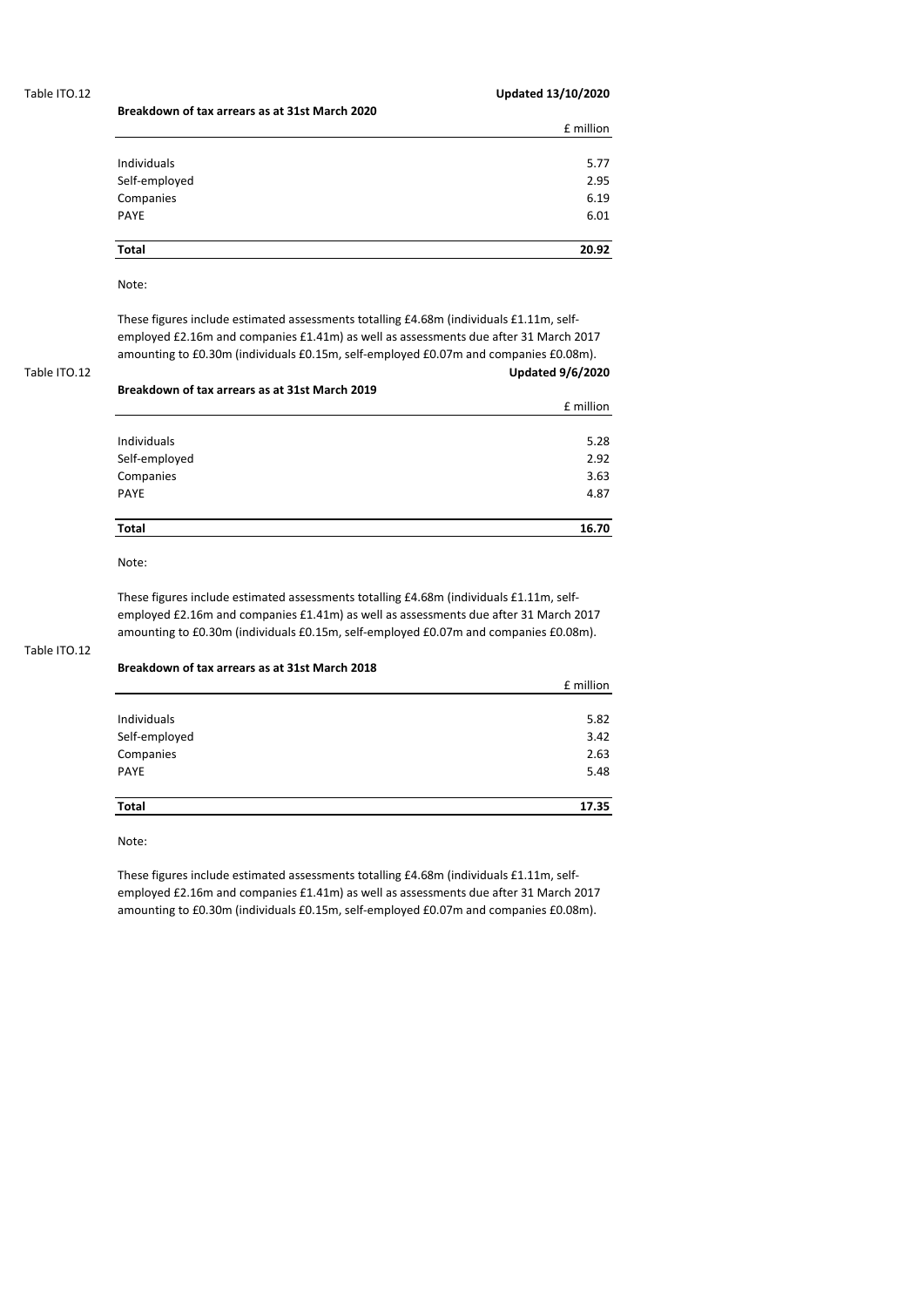Table ITO.12

**Updated 13/10/2020**

**Breakdown of tax arrears as at 31st March 2020**

| | £ million |
|---|---|
| Individuals | 5.77 |
| Self-employed | 2.95 |
| Companies | 6.19 |
| PAYE | 6.01 |
| **Total** | **20.92** |

Note:

These figures include estimated assessments totalling £4.68m (individuals £1.11m, self-employed £2.16m and companies £1.41m) as well as assessments due after 31 March 2017 amounting to £0.30m (individuals £0.15m, self-employed £0.07m and companies £0.08m).

Table ITO.12

**Updated 9/6/2020**

**Breakdown of tax arrears as at 31st March 2019**

| | £ million |
|---|---|
| Individuals | 5.28 |
| Self-employed | 2.92 |
| Companies | 3.63 |
| PAYE | 4.87 |
| **Total** | **16.70** |

Note:

These figures include estimated assessments totalling £4.68m (individuals £1.11m, self-employed £2.16m and companies £1.41m) as well as assessments due after 31 March 2017 amounting to £0.30m (individuals £0.15m, self-employed £0.07m and companies £0.08m).

Table ITO.12

**Breakdown of tax arrears as at 31st March 2018**

| | £ million |
|---|---|
| Individuals | 5.82 |
| Self-employed | 3.42 |
| Companies | 2.63 |
| PAYE | 5.48 |
| **Total** | **17.35** |

Note:

These figures include estimated assessments totalling £4.68m (individuals £1.11m, self-employed £2.16m and companies £1.41m) as well as assessments due after 31 March 2017 amounting to £0.30m (individuals £0.15m, self-employed £0.07m and companies £0.08m).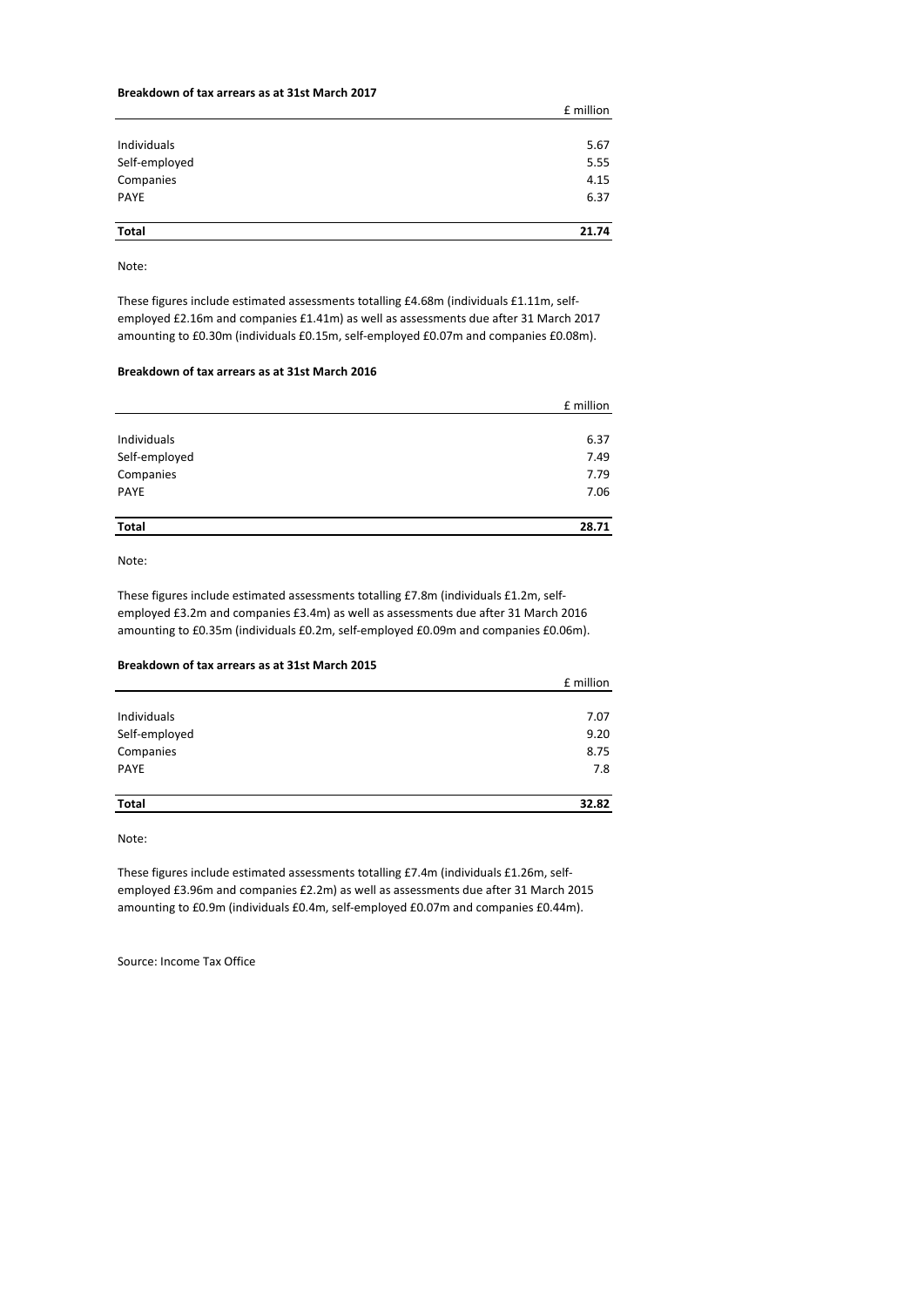**Breakdown of tax arrears as at 31st March 2017**

| | £ million |
|---|---|
| Individuals | 5.67 |
| Self-employed | 5.55 |
| Companies | 4.15 |
| PAYE | 6.37 |
| **Total** | **21.74** |

Note:

These figures include estimated assessments totalling £4.68m (individuals £1.11m, self-employed £2.16m and companies £1.41m) as well as assessments due after 31 March 2017 amounting to £0.30m (individuals £0.15m, self-employed £0.07m and companies £0.08m).

**Breakdown of tax arrears as at 31st March 2016**

| | £ million |
|---|---|
| Individuals | 6.37 |
| Self-employed | 7.49 |
| Companies | 7.79 |
| PAYE | 7.06 |
| **Total** | **28.71** |

Note:

These figures include estimated assessments totalling £7.8m (individuals £1.2m, self-employed £3.2m and companies £3.4m) as well as assessments due after 31 March 2016 amounting to £0.35m (individuals £0.2m, self-employed £0.09m and companies £0.06m).

**Breakdown of tax arrears as at 31st March 2015**

| | £ million |
|---|---|
| Individuals | 7.07 |
| Self-employed | 9.20 |
| Companies | 8.75 |
| PAYE | 7.8 |
| **Total** | **32.82** |

Note:

These figures include estimated assessments totalling £7.4m (individuals £1.26m, self-employed £3.96m and companies £2.2m) as well as assessments due after 31 March 2015 amounting to £0.9m (individuals £0.4m, self-employed £0.07m and companies £0.44m).

Source: Income Tax Office